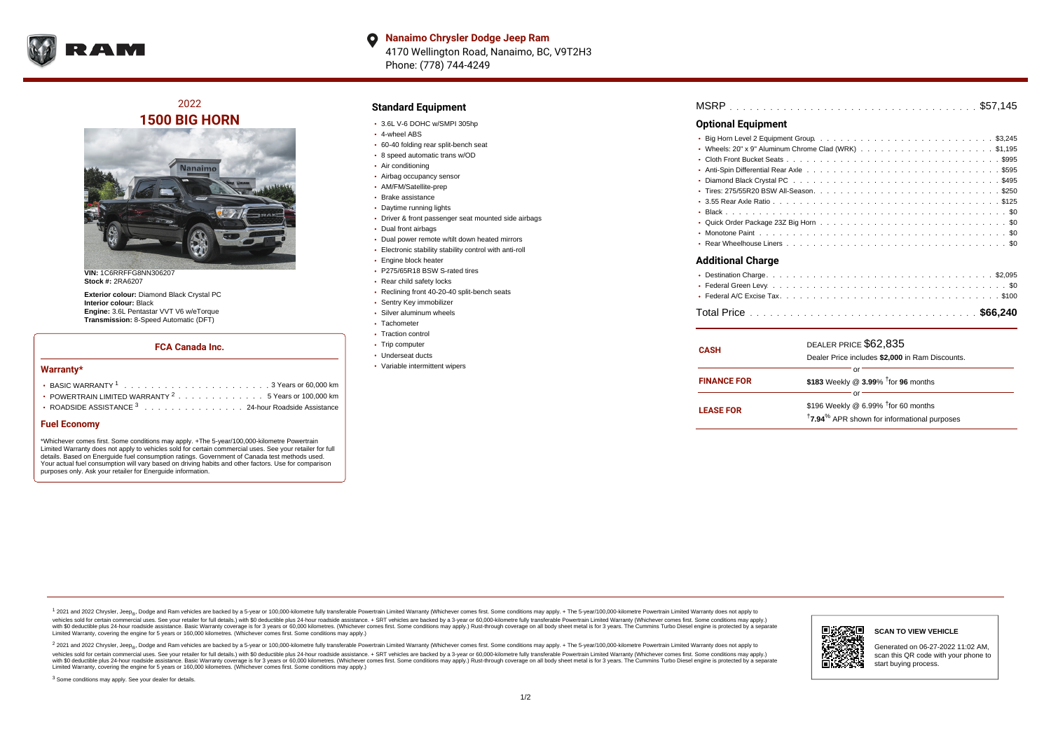**Nanaimo Chrysler Dodge Jeep Ram**
4170 Wellington Road, Nanaimo, BC, V9T2H3
Phone: (778) 744-4249

## 2022
# 1500 BIG HORN

**VIN:** 1C6RRFFG8NN306207
**Stock #:** 2RA6207

**Exterior colour:** Diamond Black Crystal PC
**Interior colour:** Black
**Engine:** 3.6L Pentastar VVT V6 w/eTorque
**Transmission:** 8-Speed Automatic (DFT)

### FCA Canada Inc.

#### Warranty*

- BASIC WARRANTY [1] . . . . . . . . . . 3 Years or 60,000 km
- POWERTRAIN LIMITED WARRANTY [2] . . . . . . . . . . 5 Years or 100,000 km
- ROADSIDE ASSISTANCE [3] . . . . . . . . . . 24-hour Roadside Assistance

#### Fuel Economy

*Whichever comes first. Some conditions may apply. +The 5-year/100,000-kilometre Powertrain Limited Warranty does not apply to vehicles sold for certain commercial uses. See your retailer for full details. Based on Energuide fuel consumption ratings. Government of Canada test methods used. Your actual fuel consumption will vary based on driving habits and other factors. Use for comparison purposes only. Ask your retailer for Energuide information.

## Standard Equipment

- 3.6L V-6 DOHC w/SMPI 305hp
- 4-wheel ABS
- 60-40 folding rear split-bench seat
- 8 speed automatic trans w/OD
- Air conditioning
- Airbag occupancy sensor
- AM/FM/Satellite-prep
- Brake assistance
- Daytime running lights
- Driver & front passenger seat mounted side airbags
- Dual front airbags
- Dual power remote w/tilt down heated mirrors
- Electronic stability stability control with anti-roll
- Engine block heater
- P275/65R18 BSW S-rated tires
- Rear child safety locks
- Reclining front 40-20-40 split-bench seats
- Sentry Key immobilizer
- Silver aluminum wheels
- Tachometer
- Traction control
- Trip computer
- Underseat ducts
- Variable intermittent wipers

MSRP . . . . . . . . . . $57,145

## Optional Equipment

- Big Horn Level 2 Equipment Group . . . . . . . . . . $3,245
- Wheels: 20" x 9" Aluminum Chrome Clad (WRK) . . . . . . . . . . $1,195
- Cloth Front Bucket Seats . . . . . . . . . . $995
- Anti-Spin Differential Rear Axle . . . . . . . . . . $595
- Diamond Black Crystal PC . . . . . . . . . . $495
- Tires: 275/55R20 BSW All-Season . . . . . . . . . . $250
- 3.55 Rear Axle Ratio . . . . . . . . . . $125
- Black . . . . . . . . . . $0
- Quick Order Package 23Z Big Horn . . . . . . . . . . $0
- Monotone Paint . . . . . . . . . . $0
- Rear Wheelhouse Liners . . . . . . . . . . $0

## Additional Charge

- Destination Charge . . . . . . . . . . $2,095
- Federal Green Levy . . . . . . . . . . $0
- Federal A/C Excise Tax . . . . . . . . . . $100

Total Price . . . . . . . . . . **$66,240**

| | |
|---|---|
| **CASH** | DEALER PRICE $62,835<br>Dealer Price includes **$2,000** in Ram Discounts. |
| | or |
| **FINANCE FOR** | **$183** Weekly @ **3.99**% †for **96** months |
| | or |
| **LEASE FOR** | $196 Weekly @ 6.99% †for 60 months<br>†**7.94**% APR shown for informational purposes |

[1] 2021 and 2022 Chrysler, Jeep®, Dodge and Ram vehicles are backed by a 5-year or 100,000-kilometre fully transferable Powertrain Limited Warranty (Whichever comes first. Some conditions may apply. + The 5-year/100,000-kilometre Powertrain Limited Warranty does not apply to vehicles sold for certain commercial uses. See your retailer for full details.) with $0 deductible plus 24-hour roadside assistance. + SRT vehicles are backed by a 3-year or 60,000-kilometre fully transferable Powertrain Limited Warranty (Whichever comes first. Some conditions may apply.) with $0 deductible plus 24-hour roadside assistance. Basic Warranty coverage is for 3 years or 60,000 kilometres. (Whichever comes first. Some conditions may apply.) Rust-through coverage on all body sheet metal is for 3 years. The Cummins Turbo Diesel engine is protected by a separate Limited Warranty, covering the engine for 5 years or 160,000 kilometres. (Whichever comes first. Some conditions may apply.)

[2] 2021 and 2022 Chrysler, Jeep®, Dodge and Ram vehicles are backed by a 5-year or 100,000-kilometre fully transferable Powertrain Limited Warranty (Whichever comes first. Some conditions may apply. + The 5-year/100,000-kilometre Powertrain Limited Warranty does not apply to vehicles sold for certain commercial uses. See your retailer for full details.) with $0 deductible plus 24-hour roadside assistance. + SRT vehicles are backed by a 3-year or 60,000-kilometre fully transferable Powertrain Limited Warranty (Whichever comes first. Some conditions may apply.) with $0 deductible plus 24-hour roadside assistance. Basic Warranty coverage is for 3 years or 60,000 kilometres. (Whichever comes first. Some conditions may apply.) Rust-through coverage on all body sheet metal is for 3 years. The Cummins Turbo Diesel engine is protected by a separate Limited Warranty, covering the engine for 5 years or 160,000 kilometres. (Whichever comes first. Some conditions may apply.)

[3] Some conditions may apply. See your dealer for details.

**SCAN TO VIEW VEHICLE**

Generated on 06-27-2022 11:02 AM, scan this QR code with your phone to start buying process.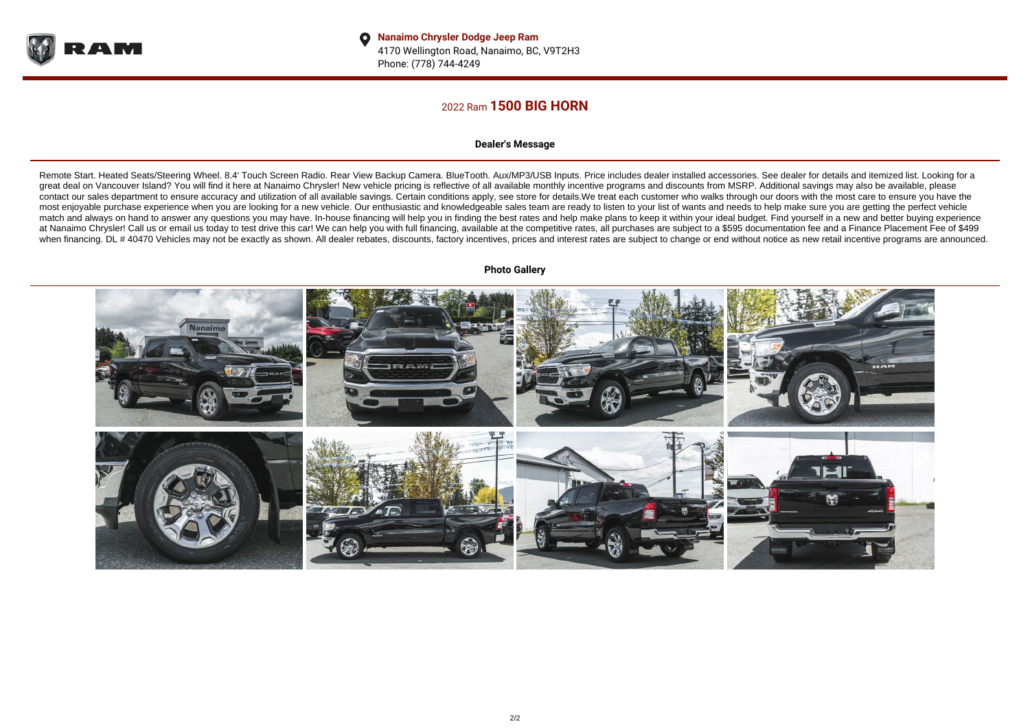**Nanaimo Chrysler Dodge Jeep Ram**
4170 Wellington Road, Nanaimo, BC, V9T2H3
Phone: (778) 744-4249

# 2022 Ram **1500 BIG HORN**

## Dealer's Message

Remote Start. Heated Seats/Steering Wheel. 8.4' Touch Screen Radio. Rear View Backup Camera. BlueTooth. Aux/MP3/USB Inputs. Price includes dealer installed accessories. See dealer for details and itemized list. Looking for a great deal on Vancouver Island? You will find it here at Nanaimo Chrysler! New vehicle pricing is reflective of all available monthly incentive programs and discounts from MSRP. Additional savings may also be available, please contact our sales department to ensure accuracy and utilization of all available savings. Certain conditions apply, see store for details.We treat each customer who walks through our doors with the most care to ensure you have the most enjoyable purchase experience when you are looking for a new vehicle. Our enthusiastic and knowledgeable sales team are ready to listen to your list of wants and needs to help make sure you are getting the perfect vehicle match and always on hand to answer any questions you may have. In-house financing will help you in finding the best rates and help make plans to keep it within your ideal budget. Find yourself in a new and better buying experience at Nanaimo Chrysler! Call us or email us today to test drive this car! We can help you with full financing, available at the competitive rates, all purchases are subject to a $595 documentation fee and a Finance Placement Fee of $499 when financing. DL # 40470 Vehicles may not be exactly as shown. All dealer rebates, discounts, factory incentives, prices and interest rates are subject to change or end without notice as new retail incentive programs are announced.

## Photo Gallery